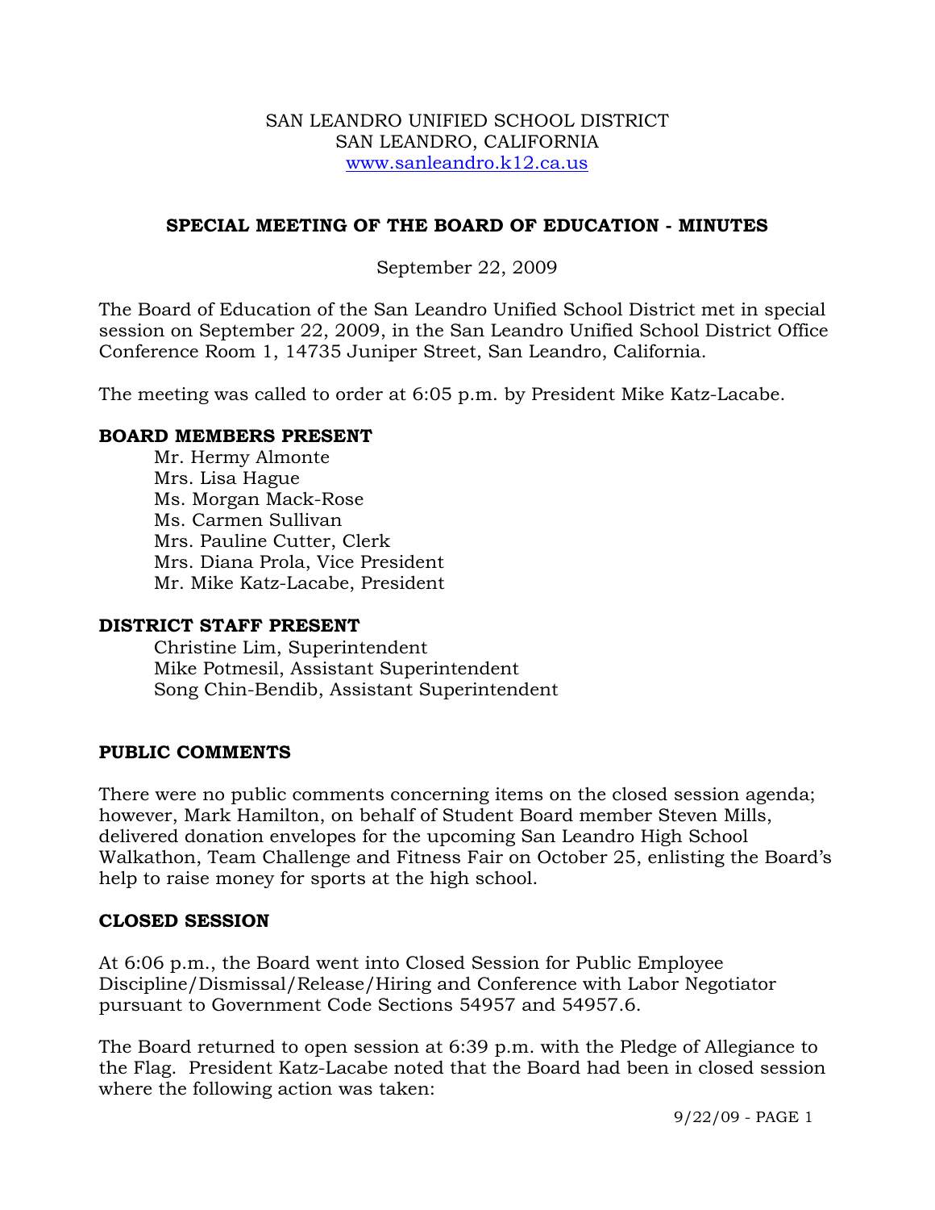SAN LEANDRO UNIFIED SCHOOL DISTRICT
SAN LEANDRO, CALIFORNIA
www.sanleandro.k12.ca.us

## SPECIAL MEETING OF THE BOARD OF EDUCATION - MINUTES

September 22, 2009

The Board of Education of the San Leandro Unified School District met in special session on September 22, 2009, in the San Leandro Unified School District Office Conference Room 1, 14735 Juniper Street, San Leandro, California.

The meeting was called to order at 6:05 p.m. by President Mike Katz-Lacabe.

**BOARD MEMBERS PRESENT**

Mr. Hermy Almonte
Mrs. Lisa Hague
Ms. Morgan Mack-Rose
Ms. Carmen Sullivan
Mrs. Pauline Cutter, Clerk
Mrs. Diana Prola, Vice President
Mr. Mike Katz-Lacabe, President

**DISTRICT STAFF PRESENT**

Christine Lim, Superintendent
Mike Potmesil, Assistant Superintendent
Song Chin-Bendib, Assistant Superintendent

**PUBLIC COMMENTS**

There were no public comments concerning items on the closed session agenda; however, Mark Hamilton, on behalf of Student Board member Steven Mills, delivered donation envelopes for the upcoming San Leandro High School Walkathon, Team Challenge and Fitness Fair on October 25, enlisting the Board's help to raise money for sports at the high school.

**CLOSED SESSION**

At 6:06 p.m., the Board went into Closed Session for Public Employee Discipline/Dismissal/Release/Hiring and Conference with Labor Negotiator pursuant to Government Code Sections 54957 and 54957.6.

The Board returned to open session at 6:39 p.m. with the Pledge of Allegiance to the Flag. President Katz-Lacabe noted that the Board had been in closed session where the following action was taken: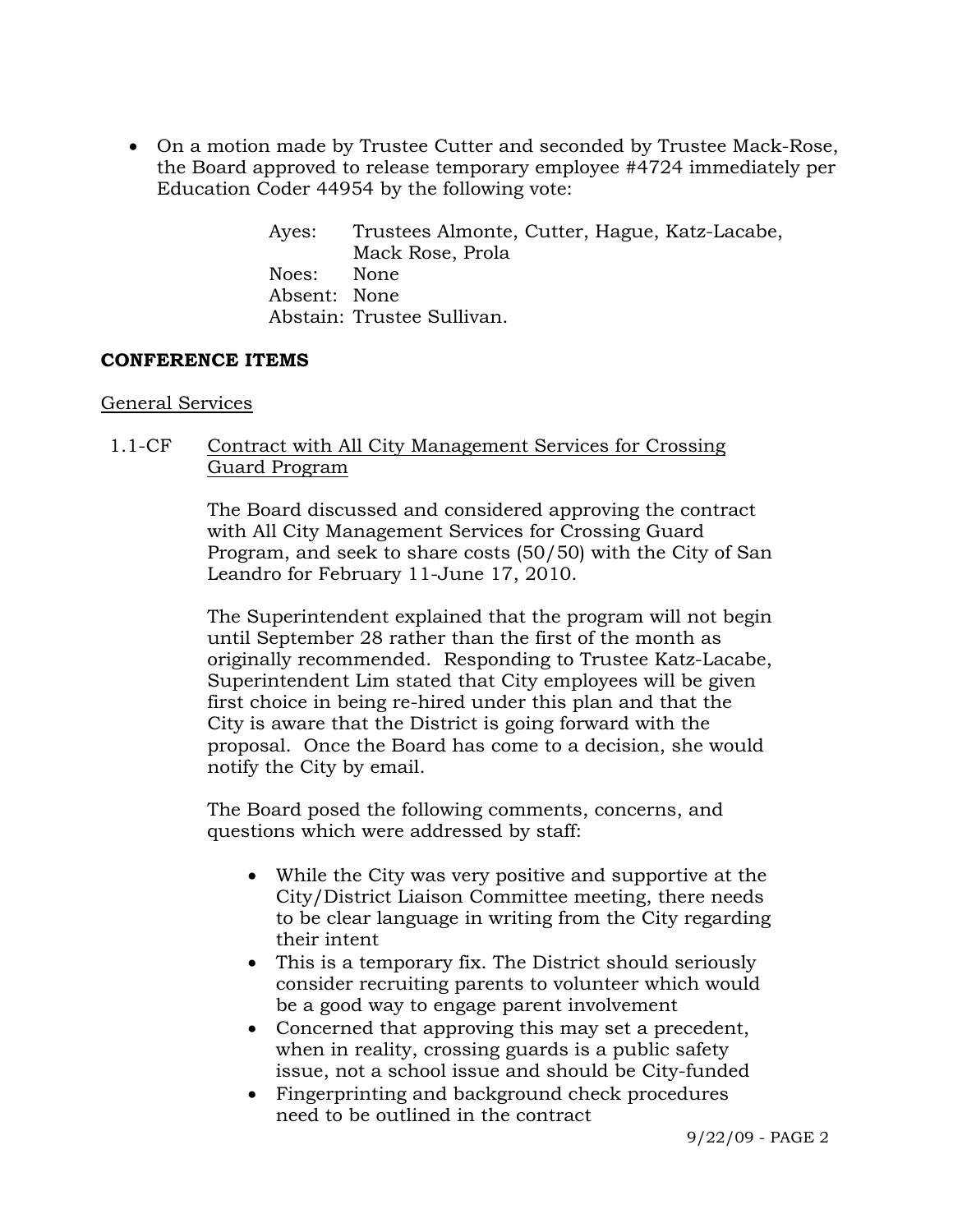- On a motion made by Trustee Cutter and seconded by Trustee Mack-Rose, the Board approved to release temporary employee #4724 immediately per Education Coder 44954 by the following vote:

  Ayes: Trustees Almonte, Cutter, Hague, Katz-Lacabe, Mack Rose, Prola
  Noes: None
  Absent: None
  Abstain: Trustee Sullivan.

**CONFERENCE ITEMS**

General Services

1.1-CF Contract with All City Management Services for Crossing Guard Program

The Board discussed and considered approving the contract with All City Management Services for Crossing Guard Program, and seek to share costs (50/50) with the City of San Leandro for February 11-June 17, 2010.

The Superintendent explained that the program will not begin until September 28 rather than the first of the month as originally recommended. Responding to Trustee Katz-Lacabe, Superintendent Lim stated that City employees will be given first choice in being re-hired under this plan and that the City is aware that the District is going forward with the proposal. Once the Board has come to a decision, she would notify the City by email.

The Board posed the following comments, concerns, and questions which were addressed by staff:

- While the City was very positive and supportive at the City/District Liaison Committee meeting, there needs to be clear language in writing from the City regarding their intent
- This is a temporary fix. The District should seriously consider recruiting parents to volunteer which would be a good way to engage parent involvement
- Concerned that approving this may set a precedent, when in reality, crossing guards is a public safety issue, not a school issue and should be City-funded
- Fingerprinting and background check procedures need to be outlined in the contract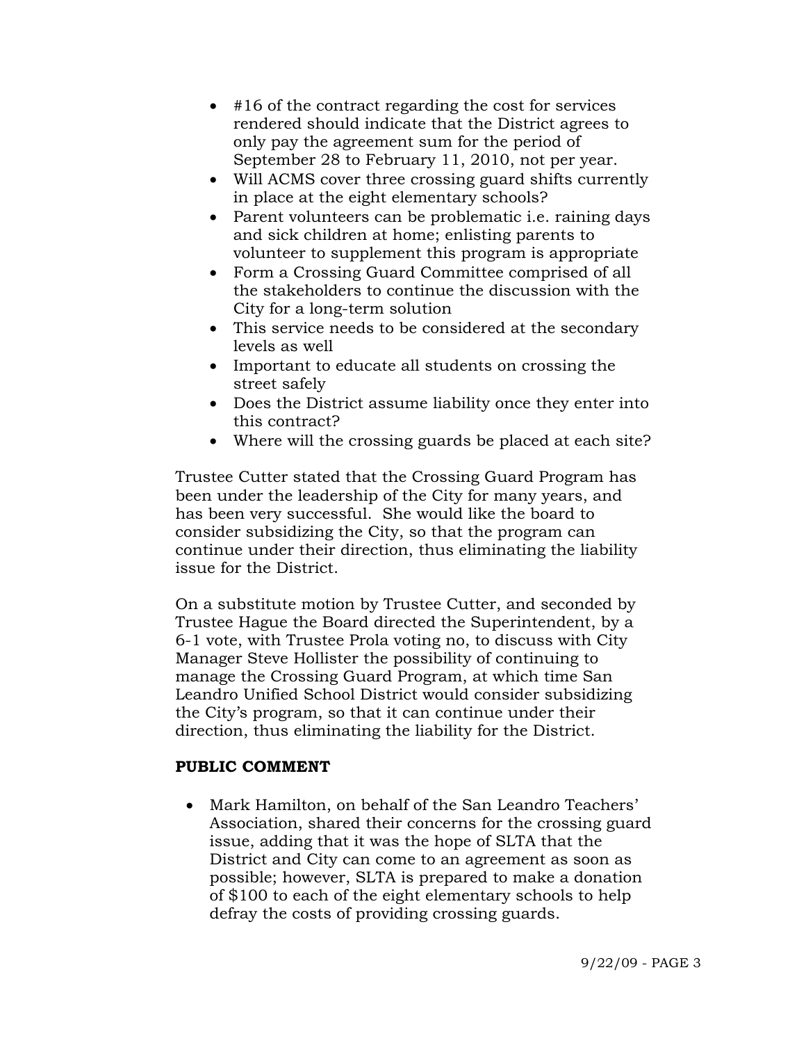- #16 of the contract regarding the cost for services rendered should indicate that the District agrees to only pay the agreement sum for the period of September 28 to February 11, 2010, not per year.
- Will ACMS cover three crossing guard shifts currently in place at the eight elementary schools?
- Parent volunteers can be problematic i.e. raining days and sick children at home; enlisting parents to volunteer to supplement this program is appropriate
- Form a Crossing Guard Committee comprised of all the stakeholders to continue the discussion with the City for a long-term solution
- This service needs to be considered at the secondary levels as well
- Important to educate all students on crossing the street safely
- Does the District assume liability once they enter into this contract?
- Where will the crossing guards be placed at each site?

Trustee Cutter stated that the Crossing Guard Program has been under the leadership of the City for many years, and has been very successful. She would like the board to consider subsidizing the City, so that the program can continue under their direction, thus eliminating the liability issue for the District.

On a substitute motion by Trustee Cutter, and seconded by Trustee Hague the Board directed the Superintendent, by a 6-1 vote, with Trustee Prola voting no, to discuss with City Manager Steve Hollister the possibility of continuing to manage the Crossing Guard Program, at which time San Leandro Unified School District would consider subsidizing the City's program, so that it can continue under their direction, thus eliminating the liability for the District.

**PUBLIC COMMENT**

- Mark Hamilton, on behalf of the San Leandro Teachers' Association, shared their concerns for the crossing guard issue, adding that it was the hope of SLTA that the District and City can come to an agreement as soon as possible; however, SLTA is prepared to make a donation of $100 to each of the eight elementary schools to help defray the costs of providing crossing guards.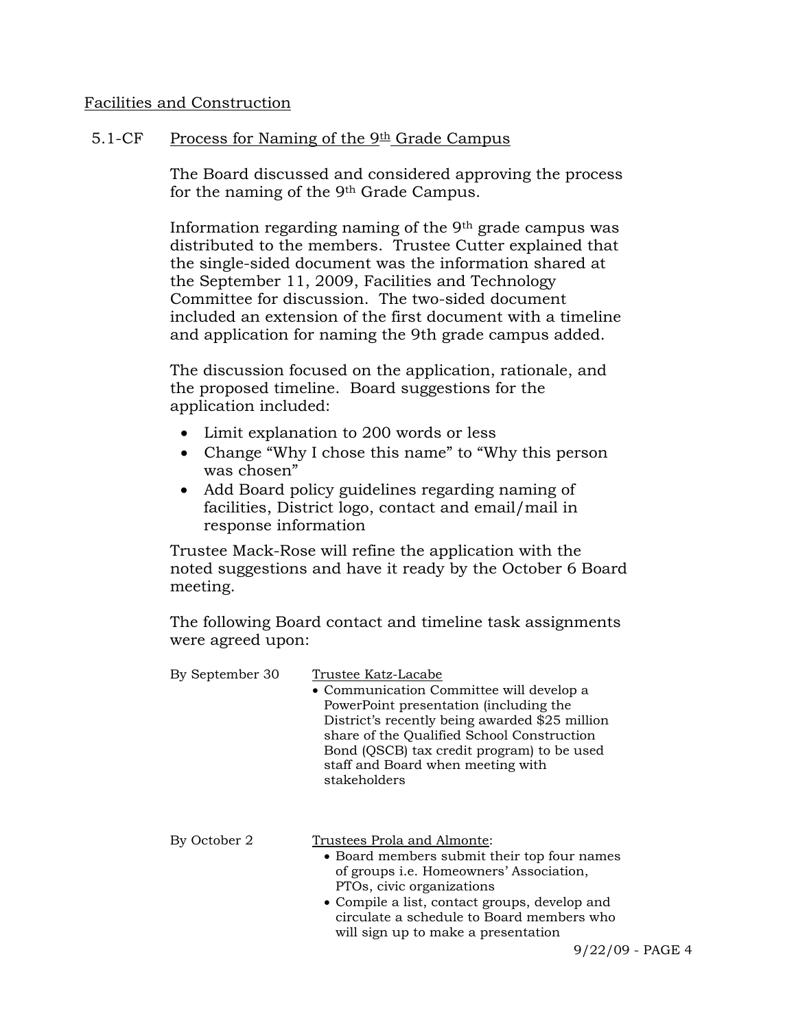## Facilities and Construction

### 5.1-CF Process for Naming of the 9th Grade Campus

The Board discussed and considered approving the process for the naming of the 9th Grade Campus.

Information regarding naming of the 9th grade campus was distributed to the members. Trustee Cutter explained that the single-sided document was the information shared at the September 11, 2009, Facilities and Technology Committee for discussion. The two-sided document included an extension of the first document with a timeline and application for naming the 9th grade campus added.

The discussion focused on the application, rationale, and the proposed timeline. Board suggestions for the application included:

- Limit explanation to 200 words or less
- Change "Why I chose this name" to "Why this person was chosen"
- Add Board policy guidelines regarding naming of facilities, District logo, contact and email/mail in response information

Trustee Mack-Rose will refine the application with the noted suggestions and have it ready by the October 6 Board meeting.

The following Board contact and timeline task assignments were agreed upon:

| | |
|---|---|
| By September 30 | Trustee Katz-Lacabe<br>• Communication Committee will develop a PowerPoint presentation (including the District's recently being awarded $25 million share of the Qualified School Construction Bond (QSCB) tax credit program) to be used staff and Board when meeting with stakeholders |
| By October 2 | Trustees Prola and Almonte:<br>• Board members submit their top four names of groups i.e. Homeowners' Association, PTOs, civic organizations<br>• Compile a list, contact groups, develop and circulate a schedule to Board members who will sign up to make a presentation |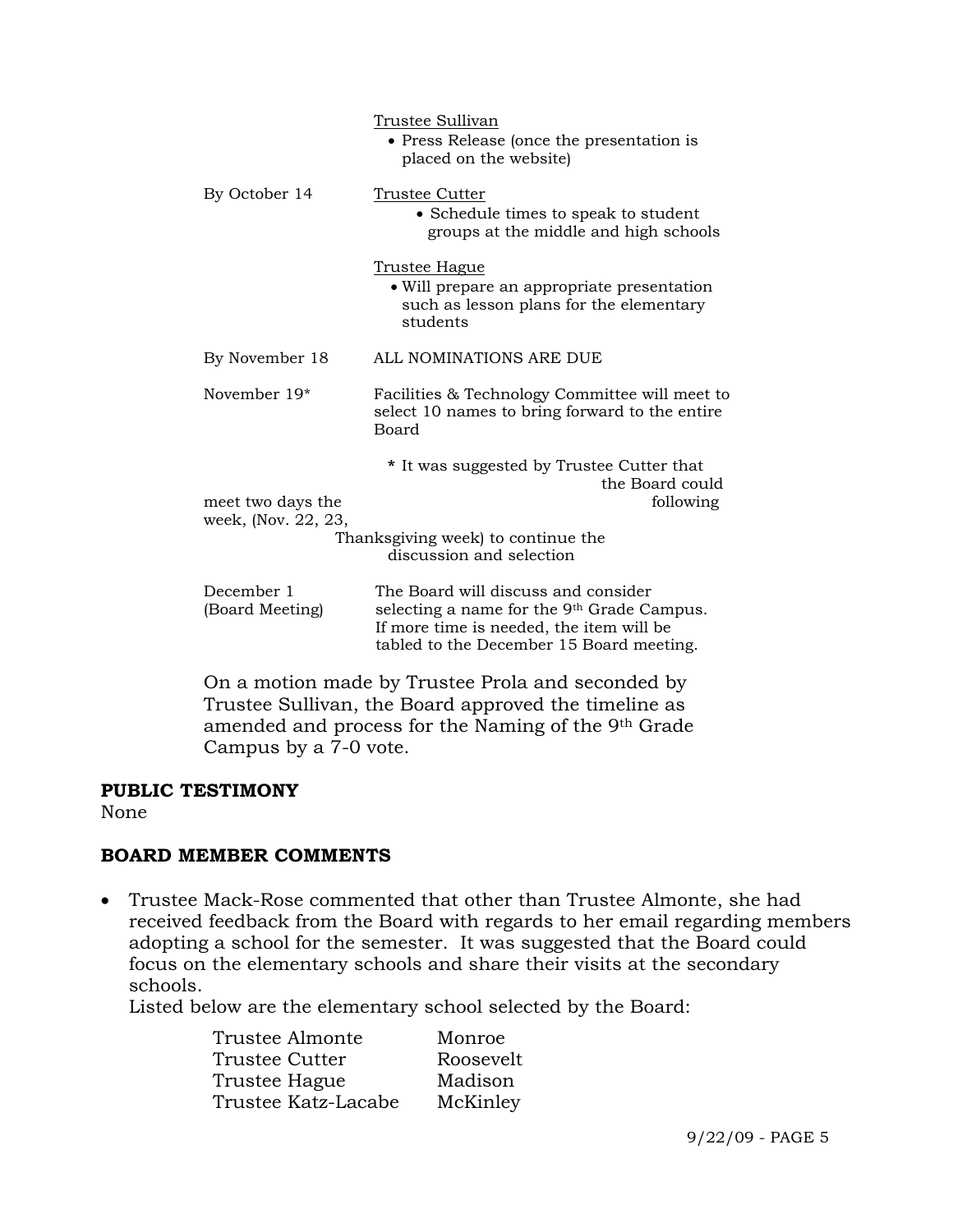| | |
|---|---|
| | Trustee Sullivan<br>• Press Release (once the presentation is placed on the website) |
| By October 14 | Trustee Cutter<br>• Schedule times to speak to student groups at the middle and high schools |
| | Trustee Hague<br>• Will prepare an appropriate presentation such as lesson plans for the elementary students |
| By November 18 | ALL NOMINATIONS ARE DUE |
| November 19* | Facilities & Technology Committee will meet to select 10 names to bring forward to the entire Board |

* It was suggested by Trustee Cutter that the Board could meet two days the following week, (Nov. 22, 23, Thanksgiving week) to continue the discussion and selection

| | |
|---|---|
| December 1 (Board Meeting) | The Board will discuss and consider selecting a name for the 9th Grade Campus. If more time is needed, the item will be tabled to the December 15 Board meeting. |

On a motion made by Trustee Prola and seconded by Trustee Sullivan, the Board approved the timeline as amended and process for the Naming of the 9th Grade Campus by a 7-0 vote.

**PUBLIC TESTIMONY**

None

**BOARD MEMBER COMMENTS**

- Trustee Mack-Rose commented that other than Trustee Almonte, she had received feedback from the Board with regards to her email regarding members adopting a school for the semester. It was suggested that the Board could focus on the elementary schools and share their visits at the secondary schools.

  Listed below are the elementary school selected by the Board:

  | | |
  |---|---|
  | Trustee Almonte | Monroe |
  | Trustee Cutter | Roosevelt |
  | Trustee Hague | Madison |
  | Trustee Katz-Lacabe | McKinley |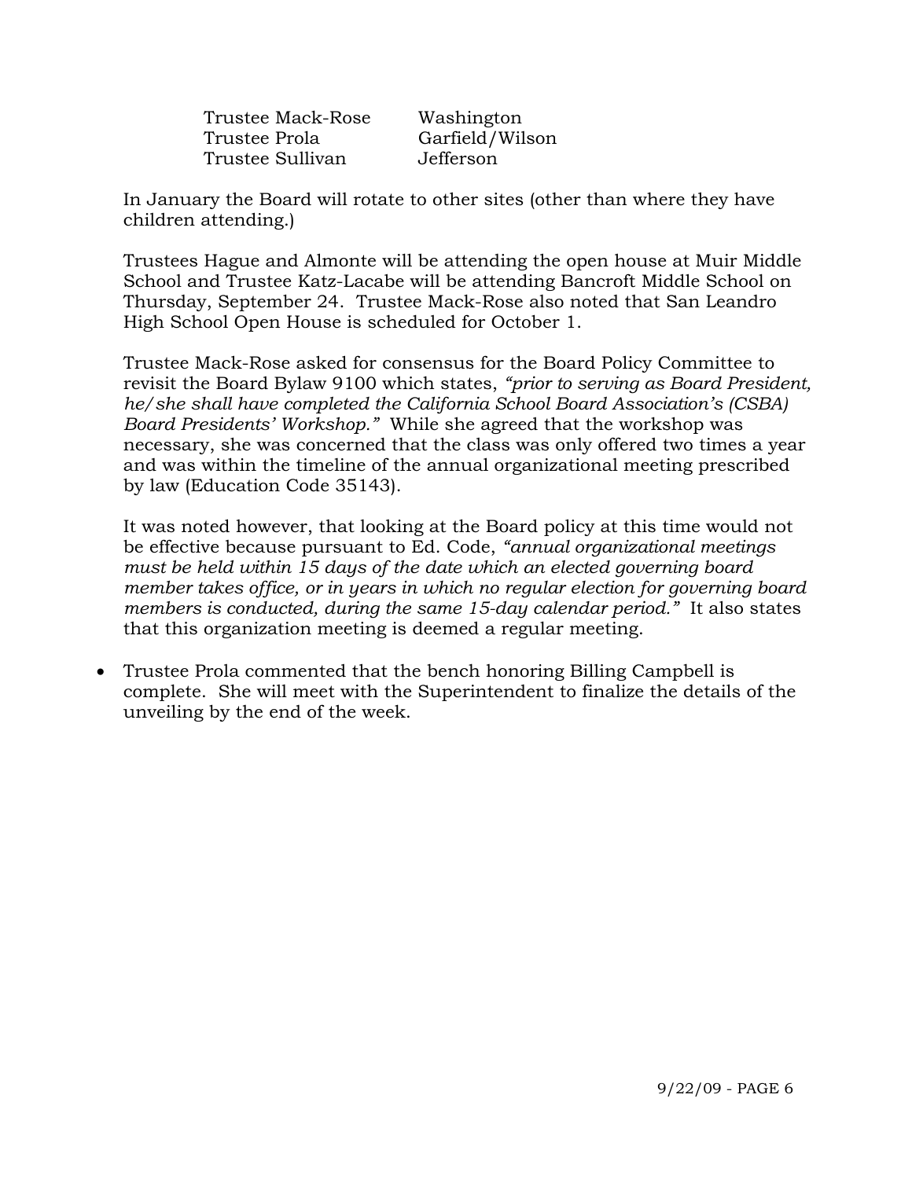| | |
|---|---|
| Trustee Mack-Rose | Washington |
| Trustee Prola | Garfield/Wilson |
| Trustee Sullivan | Jefferson |

In January the Board will rotate to other sites (other than where they have children attending.)

Trustees Hague and Almonte will be attending the open house at Muir Middle School and Trustee Katz-Lacabe will be attending Bancroft Middle School on Thursday, September 24. Trustee Mack-Rose also noted that San Leandro High School Open House is scheduled for October 1.

Trustee Mack-Rose asked for consensus for the Board Policy Committee to revisit the Board Bylaw 9100 which states, *"prior to serving as Board President, he/she shall have completed the California School Board Association's (CSBA) Board Presidents' Workshop."* While she agreed that the workshop was necessary, she was concerned that the class was only offered two times a year and was within the timeline of the annual organizational meeting prescribed by law (Education Code 35143).

It was noted however, that looking at the Board policy at this time would not be effective because pursuant to Ed. Code, *"annual organizational meetings must be held within 15 days of the date which an elected governing board member takes office, or in years in which no regular election for governing board members is conducted, during the same 15-day calendar period."* It also states that this organization meeting is deemed a regular meeting.

- Trustee Prola commented that the bench honoring Billing Campbell is complete. She will meet with the Superintendent to finalize the details of the unveiling by the end of the week.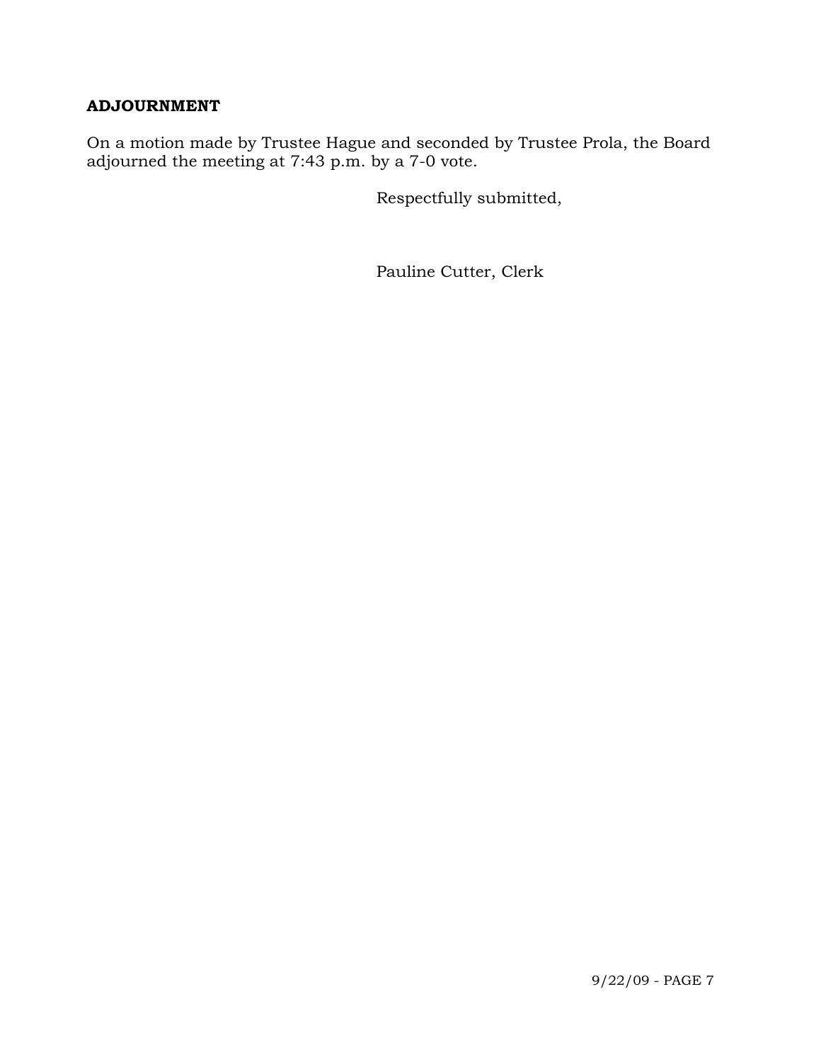**ADJOURNMENT**

On a motion made by Trustee Hague and seconded by Trustee Prola, the Board adjourned the meeting at 7:43 p.m. by a 7-0 vote.

Respectfully submitted,

Pauline Cutter, Clerk